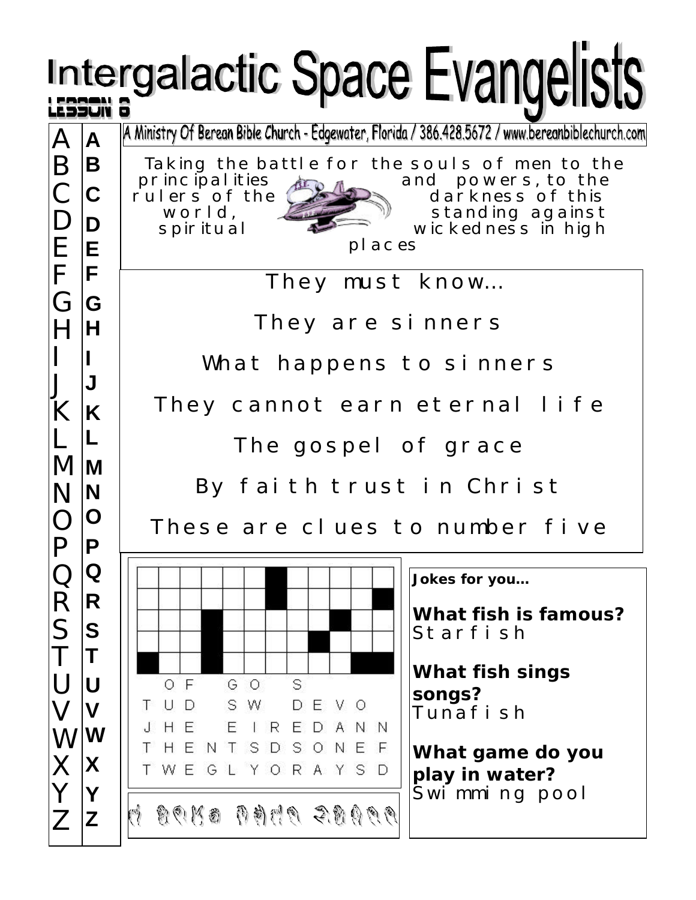# Intergalactic Space Evangelists

LESSON 6

A Ministry Of Berean Bible Church - Edgewater, Florida / 386.428.5672 / www.bereanbiblechurch.com

Taking the battle for the souls of men to the principalities and powers, to the rulers of the darkness of this world, standing against spiritual wickedness in high places

They must know…

They are sinners

What happens to sinners

They cannot earn eternal life

The gospel of grace

By faith trust in Christ

These are clues to number five

O F G O S
T U D S W D E V O
J H E E I R E D A N N
T H E N T S D S O N E F
T W E G L Y O R A Y S D

**Jokes for you…**

**What fish is famous?**
Starfish

**What fish sings songs?**
Tunafish

**What game do you play in water?**
Swimming pool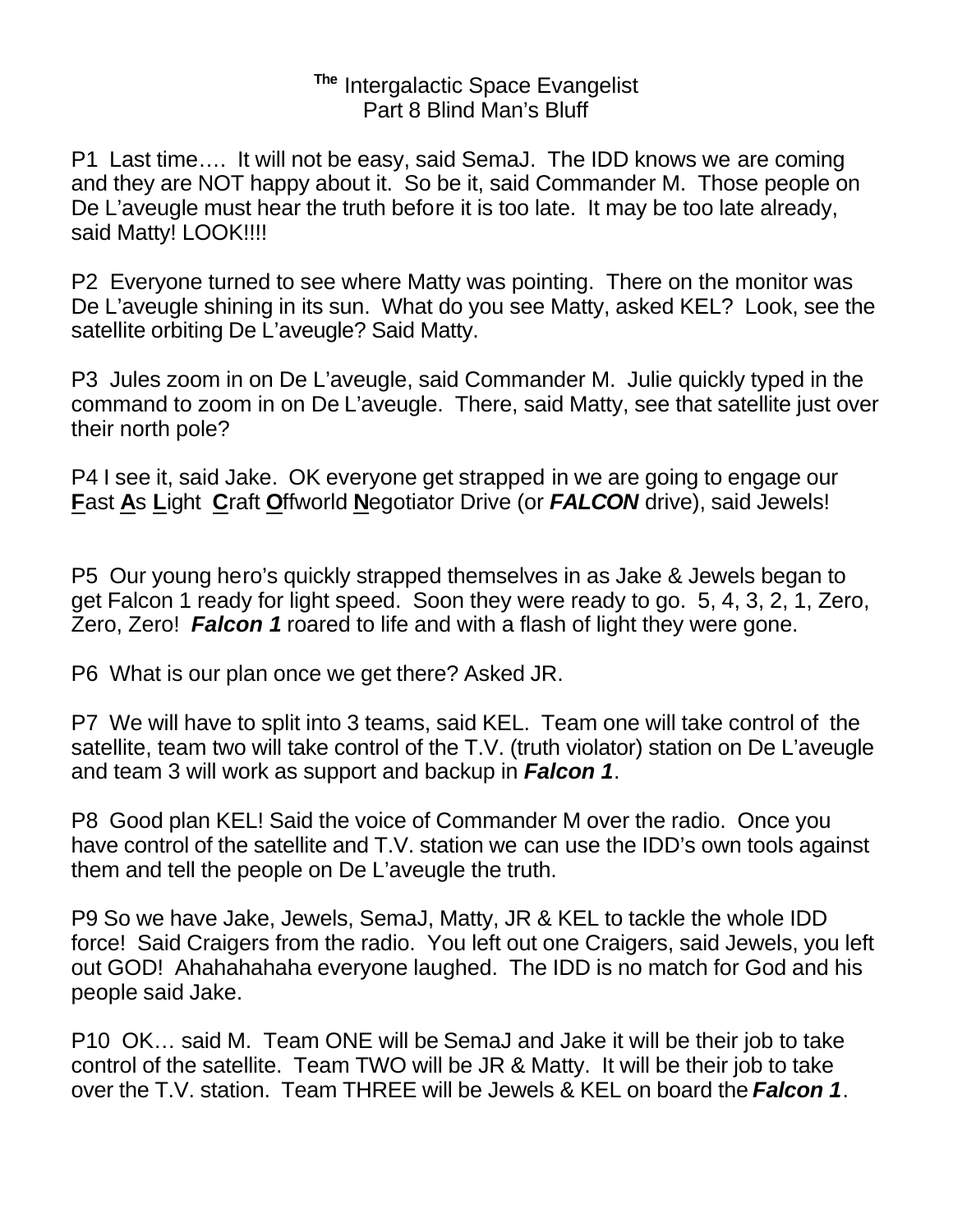# The Intergalactic Space Evangelist
## Part 8 Blind Man's Bluff

P1 Last time…. It will not be easy, said SemaJ. The IDD knows we are coming and they are NOT happy about it. So be it, said Commander M. Those people on De L'aveugle must hear the truth before it is too late. It may be too late already, said Matty! LOOK!!!!

P2 Everyone turned to see where Matty was pointing. There on the monitor was De L'aveugle shining in its sun. What do you see Matty, asked KEL? Look, see the satellite orbiting De L'aveugle? Said Matty.

P3 Jules zoom in on De L'aveugle, said Commander M. Julie quickly typed in the command to zoom in on De L'aveugle. There, said Matty, see that satellite just over their north pole?

P4 I see it, said Jake. OK everyone get strapped in we are going to engage our **F**ast **A**s **L**ight **C**raft **O**ffworld **N**egotiator Drive (or ***FALCON*** drive), said Jewels!

P5 Our young hero's quickly strapped themselves in as Jake & Jewels began to get Falcon 1 ready for light speed. Soon they were ready to go. 5, 4, 3, 2, 1, Zero, Zero, Zero! ***Falcon 1*** roared to life and with a flash of light they were gone.

P6 What is our plan once we get there? Asked JR.

P7 We will have to split into 3 teams, said KEL. Team one will take control of the satellite, team two will take control of the T.V. (truth violator) station on De L'aveugle and team 3 will work as support and backup in ***Falcon 1***.

P8 Good plan KEL! Said the voice of Commander M over the radio. Once you have control of the satellite and T.V. station we can use the IDD's own tools against them and tell the people on De L'aveugle the truth.

P9 So we have Jake, Jewels, SemaJ, Matty, JR & KEL to tackle the whole IDD force! Said Craigers from the radio. You left out one Craigers, said Jewels, you left out GOD! Ahahahahaha everyone laughed. The IDD is no match for God and his people said Jake.

P10 OK… said M. Team ONE will be SemaJ and Jake it will be their job to take control of the satellite. Team TWO will be JR & Matty. It will be their job to take over the T.V. station. Team THREE will be Jewels & KEL on board the ***Falcon 1***.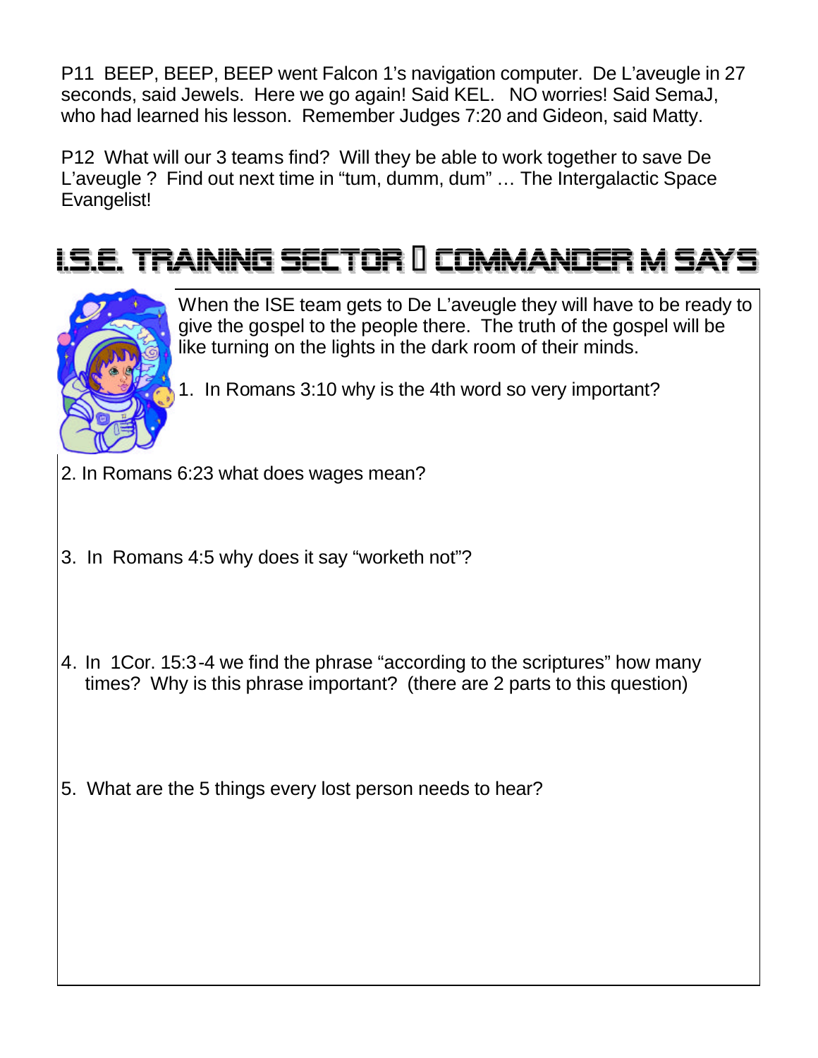P11  BEEP, BEEP, BEEP went Falcon 1's navigation computer.  De L'aveugle in 27 seconds, said Jewels.  Here we go again! Said KEL.   NO worries! Said SemaJ, who had learned his lesson.  Remember Judges 7:20 and Gideon, said Matty.

P12  What will our 3 teams find?  Will they be able to work together to save De L'aveugle ?  Find out next time in "tum, dumm, dum" … The Intergalactic Space Evangelist!

## I.S.E. TRAINING SECTOR  COMMANDER M SAYS

When the ISE team gets to De L'aveugle they will have to be ready to give the gospel to the people there.  The truth of the gospel will be like turning on the lights in the dark room of their minds.

1.  In Romans 3:10 why is the 4th word so very important?

2. In Romans 6:23 what does wages mean?

3.  In  Romans 4:5 why does it say "worketh not"?

4.  In  1Cor. 15:3-4 we find the phrase "according to the scriptures" how many times?  Why is this phrase important?  (there are 2 parts to this question)

5.  What are the 5 things every lost person needs to hear?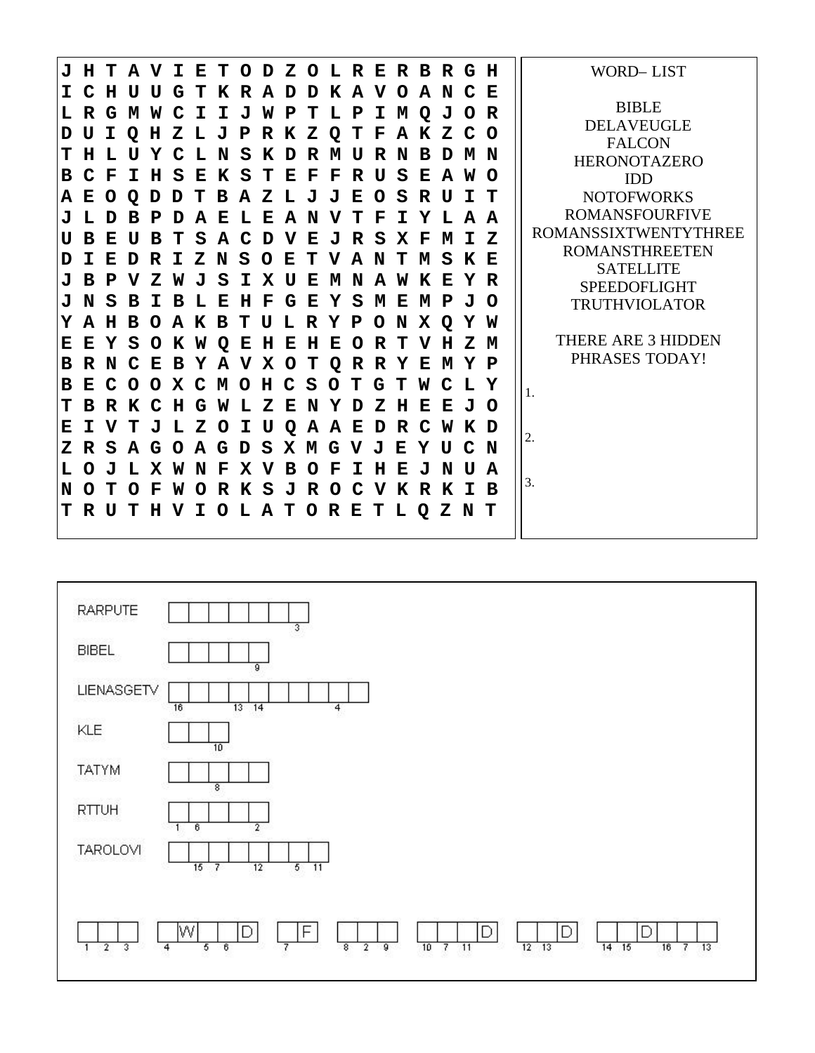```
J H T A V I E T O D Z O L R E R B R G H
I C H U U G T K R A D D K A V O A N C E
L R G M W C I I J W P T L P I M Q J O R
D U I Q H Z L J P R K Z Q T F A K Z C O
T H L U Y C L N S K D R M U R N B D M N
B C F I H S E K S T E F F R U S E A W O
A E O Q D D T B A Z L J J E O S R U I T
J L D B P D A E L E A N V T F I Y L A A
U B E U B T S A C D V E J R S X F M I Z
D I E D R I Z N S O E T V A N T M S K E
J B P V Z W J S I X U E M N A W K E Y R
J N S B I B L E H F G E Y S M E M P J O
Y A H B O A K B T U L R Y P O N X Q Y W
E E Y S O K W Q E H E H E O R T V H Z M
B R N C E B Y A V X O T Q R R Y E M Y P
B E C O O X C M O H C S O T G T W C L Y
T B R K C H G W L Z E N Y D Z H E E J O
E I V T J L Z O I U Q A A E D R C W K D
Z R S A G O A G D S X M G V J E Y U C N
L O J L X W N F X V B O F I H E J N U A
N O T O F W O R K S J R O C V K R K I B
T R U T H V I O L A T O R E T L Q Z N T
```

WORD– LIST

BIBLE
DELAVEUGLE
FALCON
HERONOTAZERO
IDD
NOTOFWORKS
ROMANSFOURFIVE
ROMANSSIXTWENTYTHREE
ROMANSTHREETEN
SATELLITE
SPEEDOFLIGHT
TRUTHVIOLATOR

THERE ARE 3 HIDDEN PHRASES TODAY!

1.

2.

3.

RARPUTE [ _ _ _ _ _ _ _ ] (7th box: 3)

BIBEL [ _ _ _ _ _ ] (5th box: 9)

LIENASGETV [ _ _ _ _ _ _ _ _ _ _ ] (1st box: 16; 4th box: 13; 5th box: 14; 9th box: 4)

KLE [ _ _ _ ] (3rd box: 10)

TATYM [ _ _ _ _ _ ] (3rd box: 8)

RTTUH [ _ _ _ _ _ ] (1st box: 1; 2nd box: 6; 5th box: 2)

TAROLOVI [ _ _ _ _ _ _ _ _ ] (2nd box: 15; 3rd box: 7; 5th box: 12; 7th box: 5; 8th box: 11)

[1 2 3] [4 W 5 6 D] [7 F] [8 2 9] [10 7 11 D] [12 13 D] [14 15 D 16 7 13]